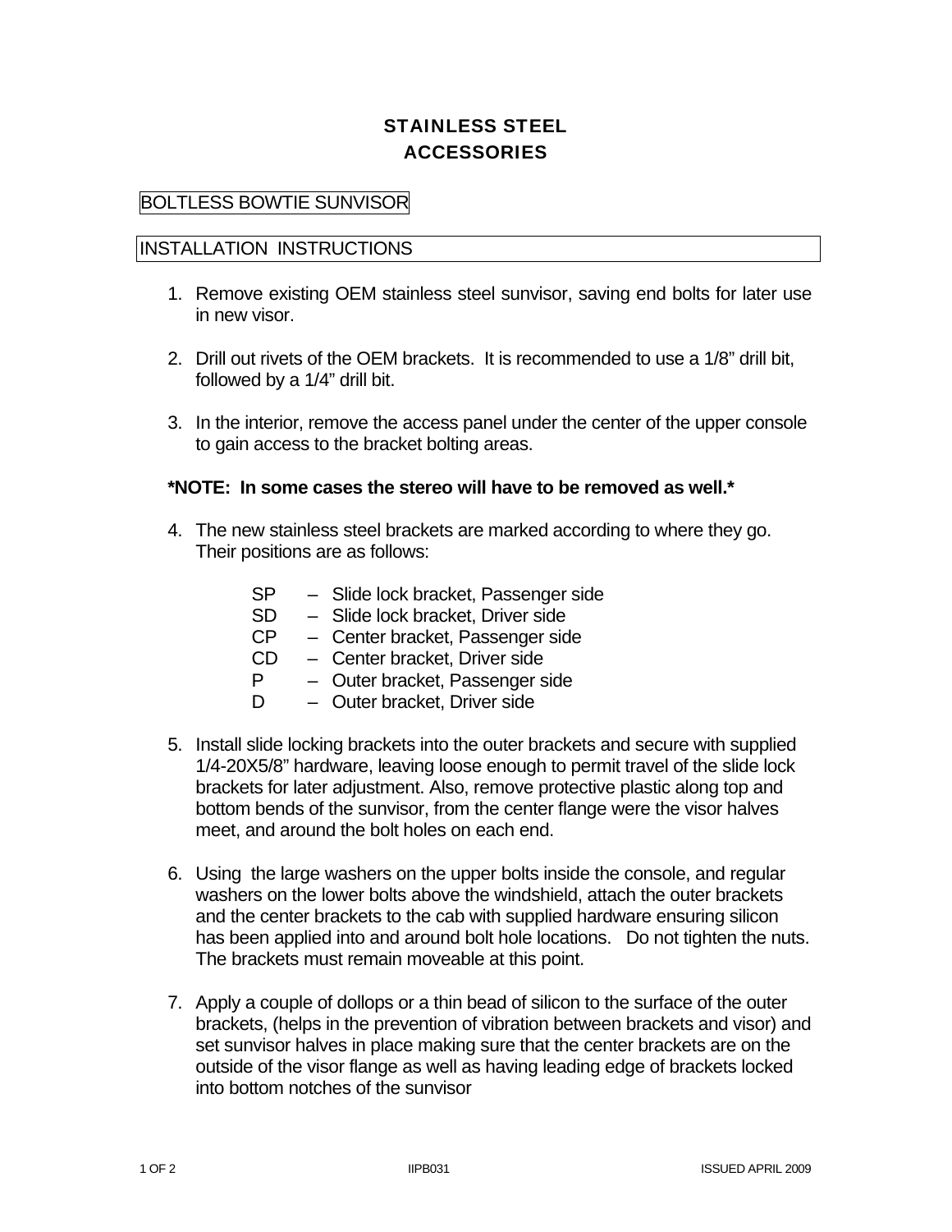# STAINLESS STEEL ACCESSORIES

## BOLTLESS BOWTIE SUNVISOR

## INSTALLATION INSTRUCTIONS

1. Remove existing OEM stainless steel sunvisor, saving end bolts for later use in new visor.

2. Drill out rivets of the OEM brackets. It is recommended to use a 1/8" drill bit, followed by a 1/4" drill bit.

3. In the interior, remove the access panel under the center of the upper console to gain access to the bracket bolting areas.

**\*NOTE: In some cases the stereo will have to be removed as well.\***

4. The new stainless steel brackets are marked according to where they go. Their positions are as follows:

   SP – Slide lock bracket, Passenger side
   SD – Slide lock bracket, Driver side
   CP – Center bracket, Passenger side
   CD – Center bracket, Driver side
   P – Outer bracket, Passenger side
   D – Outer bracket, Driver side

5. Install slide locking brackets into the outer brackets and secure with supplied 1/4-20X5/8" hardware, leaving loose enough to permit travel of the slide lock brackets for later adjustment. Also, remove protective plastic along top and bottom bends of the sunvisor, from the center flange were the visor halves meet, and around the bolt holes on each end.

6. Using the large washers on the upper bolts inside the console, and regular washers on the lower bolts above the windshield, attach the outer brackets and the center brackets to the cab with supplied hardware ensuring silicon has been applied into and around bolt hole locations. Do not tighten the nuts. The brackets must remain moveable at this point.

7. Apply a couple of dollops or a thin bead of silicon to the surface of the outer brackets, (helps in the prevention of vibration between brackets and visor) and set sunvisor halves in place making sure that the center brackets are on the outside of the visor flange as well as having leading edge of brackets locked into bottom notches of the sunvisor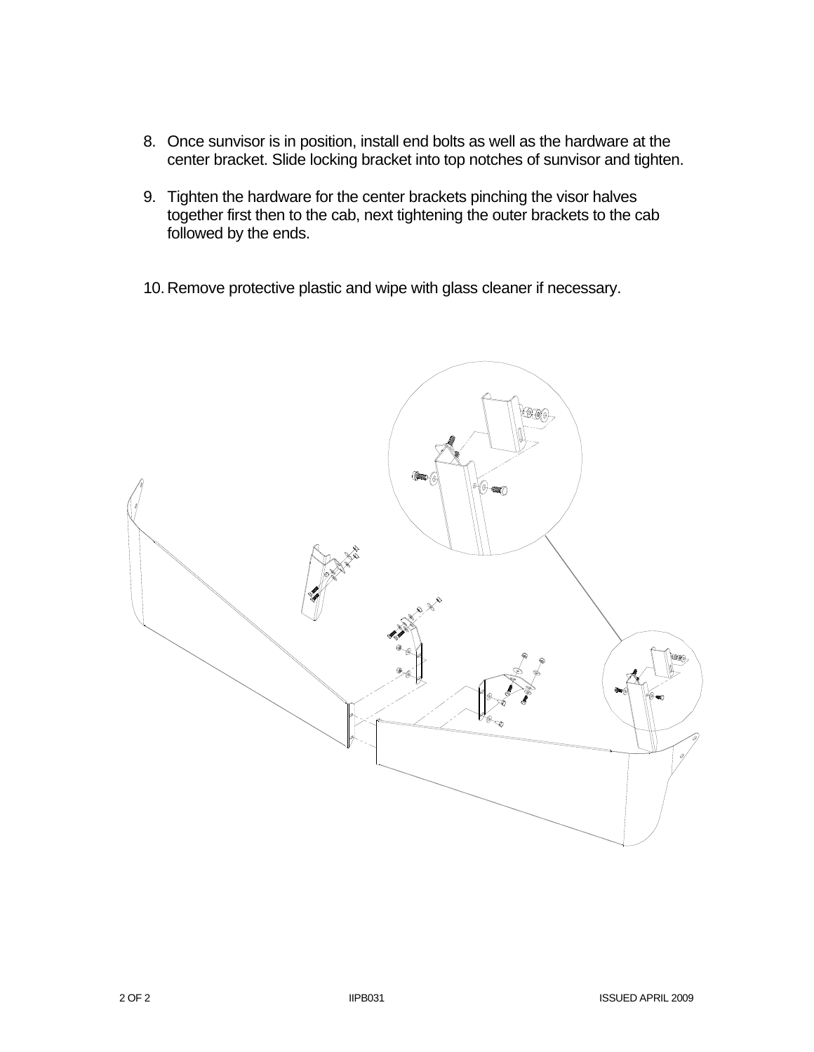8. Once sunvisor is in position, install end bolts as well as the hardware at the center bracket. Slide locking bracket into top notches of sunvisor and tighten.

9. Tighten the hardware for the center brackets pinching the visor halves together first then to the cab, next tightening the outer brackets to the cab followed by the ends.

10. Remove protective plastic and wipe with glass cleaner if necessary.